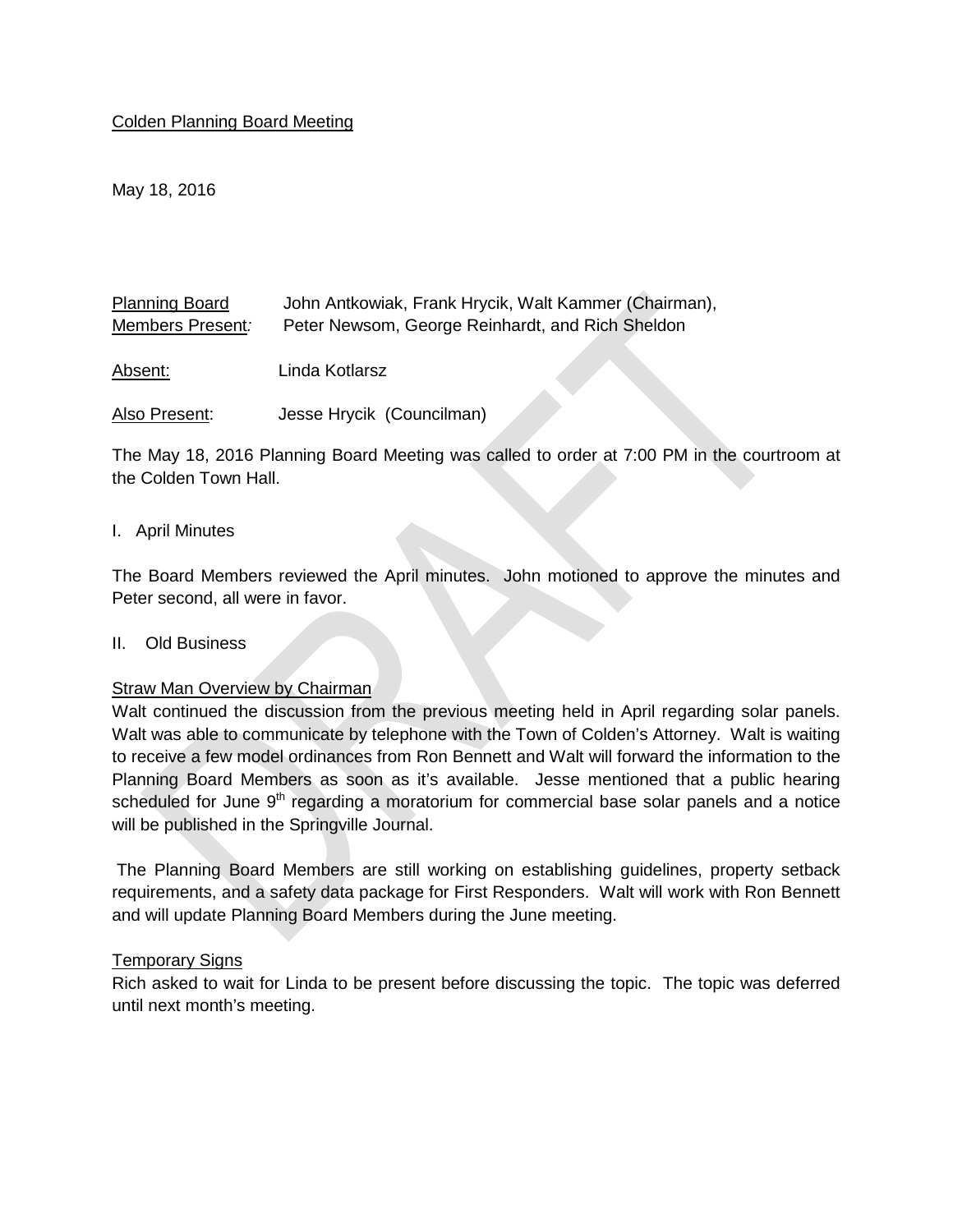Colden Planning Board Meeting

May 18, 2016

Planning Board Members Present: John Antkowiak, Frank Hrycik, Walt Kammer (Chairman), Peter Newsom, George Reinhardt, and Rich Sheldon

Absent: Linda Kotlarsz

Also Present: Jesse Hrycik (Councilman)

The May 18, 2016 Planning Board Meeting was called to order at 7:00 PM in the courtroom at the Colden Town Hall.

I. April Minutes

The Board Members reviewed the April minutes. John motioned to approve the minutes and Peter second, all were in favor.

II. Old Business

Straw Man Overview by Chairman

Walt continued the discussion from the previous meeting held in April regarding solar panels. Walt was able to communicate by telephone with the Town of Colden's Attorney. Walt is waiting to receive a few model ordinances from Ron Bennett and Walt will forward the information to the Planning Board Members as soon as it's available. Jesse mentioned that a public hearing scheduled for June 9th regarding a moratorium for commercial base solar panels and a notice will be published in the Springville Journal.

The Planning Board Members are still working on establishing guidelines, property setback requirements, and a safety data package for First Responders. Walt will work with Ron Bennett and will update Planning Board Members during the June meeting.

Temporary Signs

Rich asked to wait for Linda to be present before discussing the topic. The topic was deferred until next month's meeting.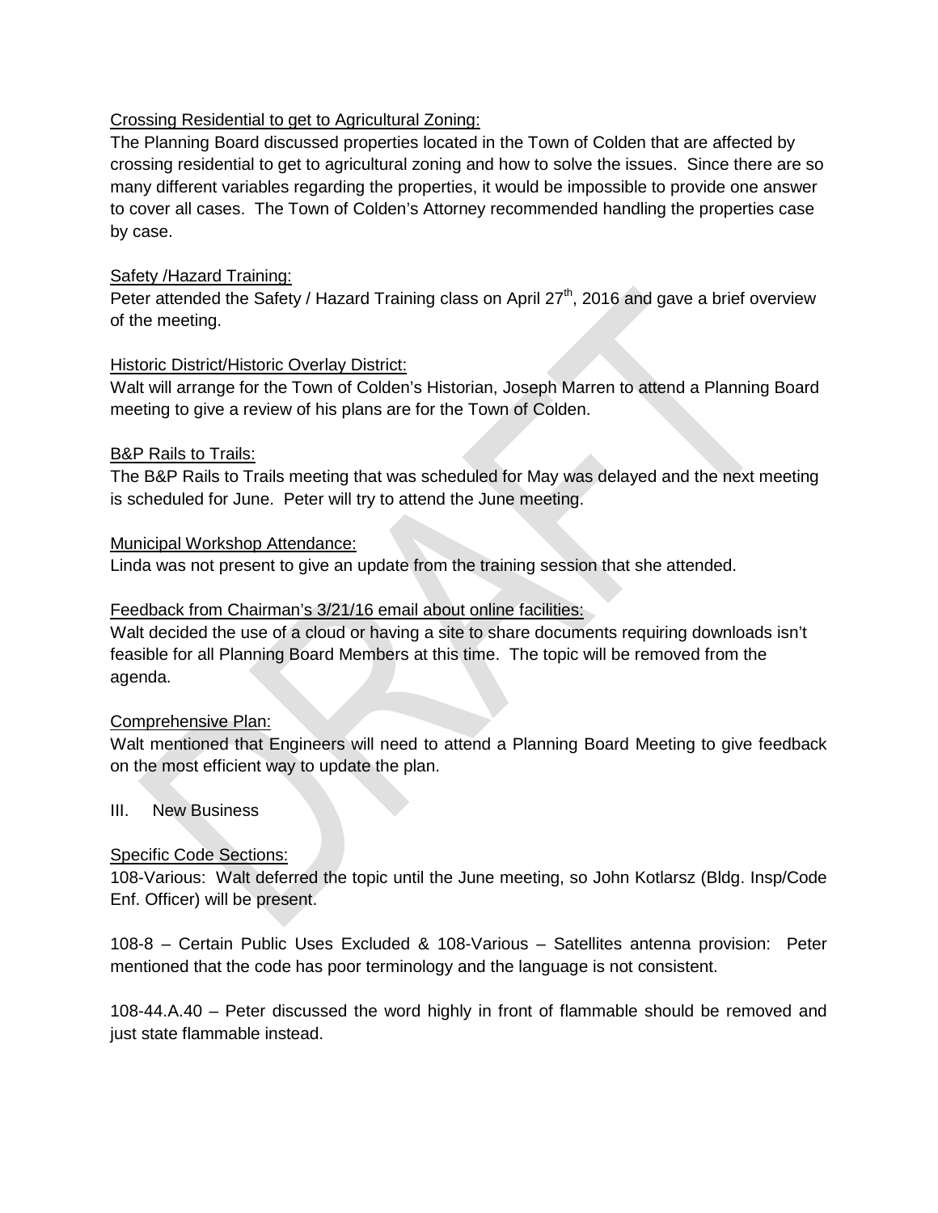Crossing Residential to get to Agricultural Zoning:

The Planning Board discussed properties located in the Town of Colden that are affected by crossing residential to get to agricultural zoning and how to solve the issues. Since there are so many different variables regarding the properties, it would be impossible to provide one answer to cover all cases. The Town of Colden's Attorney recommended handling the properties case by case.

Safety /Hazard Training:

Peter attended the Safety / Hazard Training class on April 27th, 2016 and gave a brief overview of the meeting.

Historic District/Historic Overlay District:

Walt will arrange for the Town of Colden's Historian, Joseph Marren to attend a Planning Board meeting to give a review of his plans are for the Town of Colden.

B&P Rails to Trails:

The B&P Rails to Trails meeting that was scheduled for May was delayed and the next meeting is scheduled for June. Peter will try to attend the June meeting.

Municipal Workshop Attendance:

Linda was not present to give an update from the training session that she attended.

Feedback from Chairman's 3/21/16 email about online facilities:

Walt decided the use of a cloud or having a site to share documents requiring downloads isn't feasible for all Planning Board Members at this time. The topic will be removed from the agenda.

Comprehensive Plan:

Walt mentioned that Engineers will need to attend a Planning Board Meeting to give feedback on the most efficient way to update the plan.

III. New Business

Specific Code Sections:

108-Various: Walt deferred the topic until the June meeting, so John Kotlarsz (Bldg. Insp/Code Enf. Officer) will be present.

108-8 – Certain Public Uses Excluded & 108-Various – Satellites antenna provision: Peter mentioned that the code has poor terminology and the language is not consistent.

108-44.A.40 – Peter discussed the word highly in front of flammable should be removed and just state flammable instead.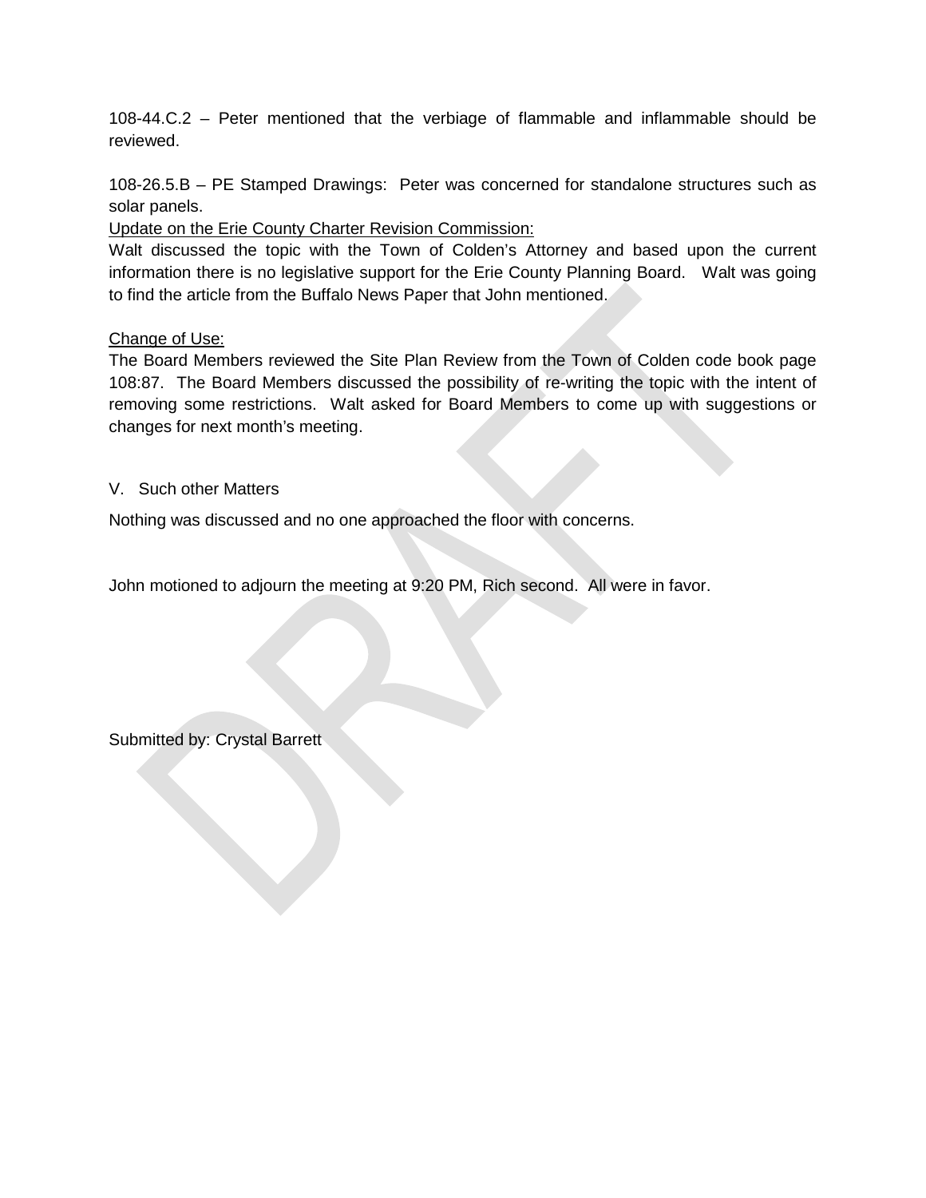108-44.C.2 – Peter mentioned that the verbiage of flammable and inflammable should be reviewed.

108-26.5.B – PE Stamped Drawings: Peter was concerned for standalone structures such as solar panels.

<u>Update on the Erie County Charter Revision Commission:</u>

Walt discussed the topic with the Town of Colden's Attorney and based upon the current information there is no legislative support for the Erie County Planning Board. Walt was going to find the article from the Buffalo News Paper that John mentioned.

<u>Change of Use:</u>

The Board Members reviewed the Site Plan Review from the Town of Colden code book page 108:87. The Board Members discussed the possibility of re-writing the topic with the intent of removing some restrictions. Walt asked for Board Members to come up with suggestions or changes for next month's meeting.

V. Such other Matters

Nothing was discussed and no one approached the floor with concerns.

John motioned to adjourn the meeting at 9:20 PM, Rich second. All were in favor.

Submitted by: Crystal Barrett

DRAFT